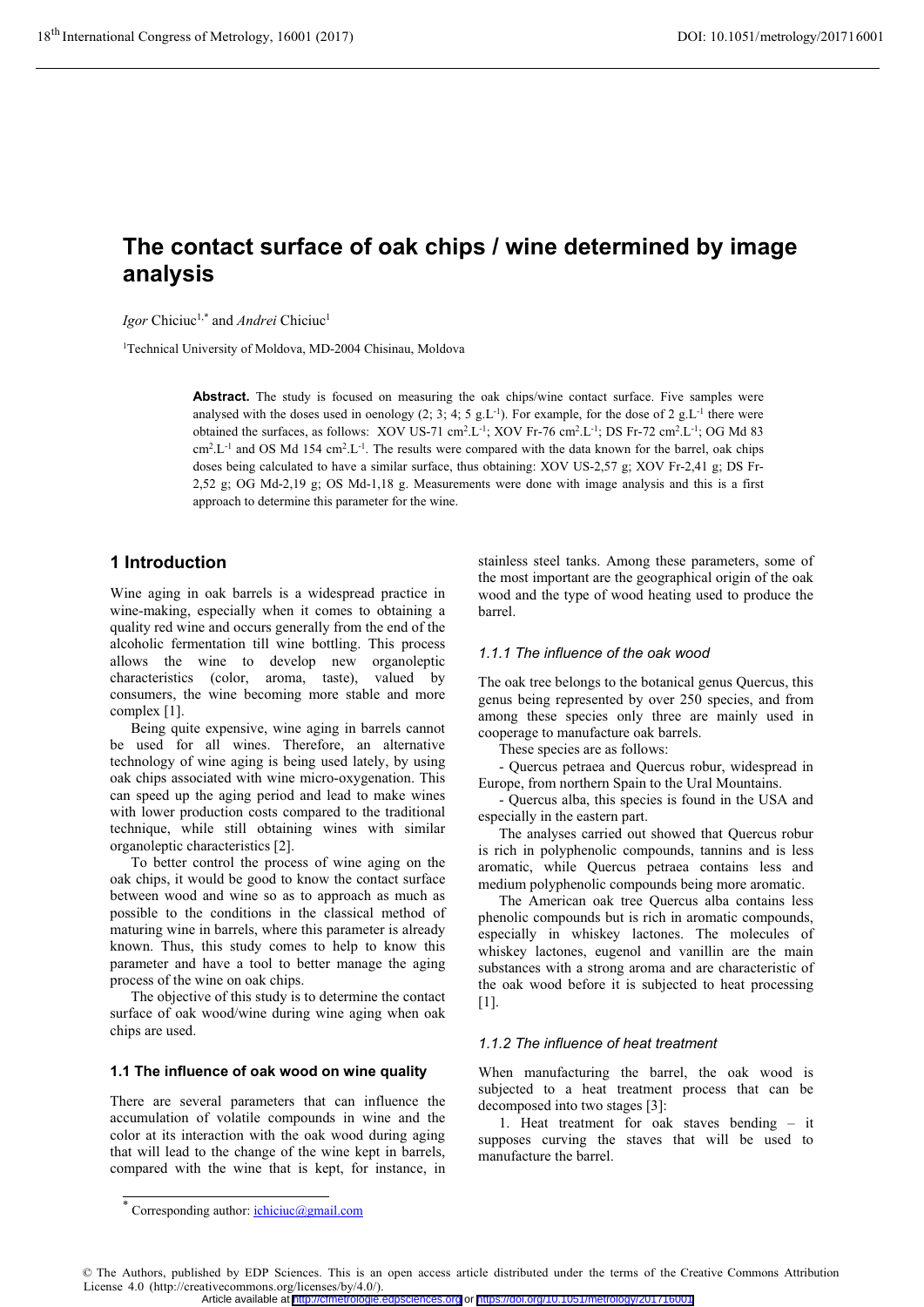# The contact surface of oak chips / wine determined by image analysis

*Igor* Chiciuc[1,*] and *Andrei* Chiciuc[1]

[1]Technical University of Moldova, MD-2004 Chisinau, Moldova

**Abstract.** The study is focused on measuring the oak chips/wine contact surface. Five samples were analysed with the doses used in oenology (2; 3; 4; 5 $g.L^{-1}$). For example, for the dose of 2 $g.L^{-1}$ there were obtained the surfaces, as follows: XOV US-71 $cm^2.L^{-1}$; XOV Fr-76 $cm^2.L^{-1}$; DS Fr-72 $cm^2.L^{-1}$; OG Md 83 $cm^2.L^{-1}$ and OS Md 154 $cm^2.L^{-1}$. The results were compared with the data known for the barrel, oak chips doses being calculated to have a similar surface, thus obtaining: XOV US-2,57 g; XOV Fr-2,41 g; DS Fr-2,52 g; OG Md-2,19 g; OS Md-1,18 g. Measurements were done with image analysis and this is a first approach to determine this parameter for the wine.

## 1 Introduction

Wine aging in oak barrels is a widespread practice in wine-making, especially when it comes to obtaining a quality red wine and occurs generally from the end of the alcoholic fermentation till wine bottling. This process allows the wine to develop new organoleptic characteristics (color, aroma, taste), valued by consumers, the wine becoming more stable and more complex [1].

Being quite expensive, wine aging in barrels cannot be used for all wines. Therefore, an alternative technology of wine aging is being used lately, by using oak chips associated with wine micro-oxygenation. This can speed up the aging period and lead to make wines with lower production costs compared to the traditional technique, while still obtaining wines with similar organoleptic characteristics [2].

To better control the process of wine aging on the oak chips, it would be good to know the contact surface between wood and wine so as to approach as much as possible to the conditions in the classical method of maturing wine in barrels, where this parameter is already known. Thus, this study comes to help to know this parameter and have a tool to better manage the aging process of the wine on oak chips.

The objective of this study is to determine the contact surface of oak wood/wine during wine aging when oak chips are used.

### 1.1 The influence of oak wood on wine quality

There are several parameters that can influence the accumulation of volatile compounds in wine and the color at its interaction with the oak wood during aging that will lead to the change of the wine kept in barrels, compared with the wine that is kept, for instance, in stainless steel tanks. Among these parameters, some of the most important are the geographical origin of the oak wood and the type of wood heating used to produce the barrel.

#### *1.1.1 The influence of the oak wood*

The oak tree belongs to the botanical genus Quercus, this genus being represented by over 250 species, and from among these species only three are mainly used in cooperage to manufacture oak barrels.

These species are as follows:

- Quercus petraea and Quercus robur, widespread in Europe, from northern Spain to the Ural Mountains.
- Quercus alba, this species is found in the USA and especially in the eastern part.

The analyses carried out showed that Quercus robur is rich in polyphenolic compounds, tannins and is less aromatic, while Quercus petraea contains less and medium polyphenolic compounds being more aromatic.

The American oak tree Quercus alba contains less phenolic compounds but is rich in aromatic compounds, especially in whiskey lactones. The molecules of whiskey lactones, eugenol and vanillin are the main substances with a strong aroma and are characteristic of the oak wood before it is subjected to heat processing [1].

#### *1.1.2 The influence of heat treatment*

When manufacturing the barrel, the oak wood is subjected to a heat treatment process that can be decomposed into two stages [3]:

1. Heat treatment for oak staves bending – it supposes curving the staves that will be used to manufacture the barrel.

[*] Corresponding author: ichiciuc@gmail.com

© The Authors, published by EDP Sciences. This is an open access article distributed under the terms of the Creative Commons Attribution License 4.0 (http://creativecommons.org/licenses/by/4.0/).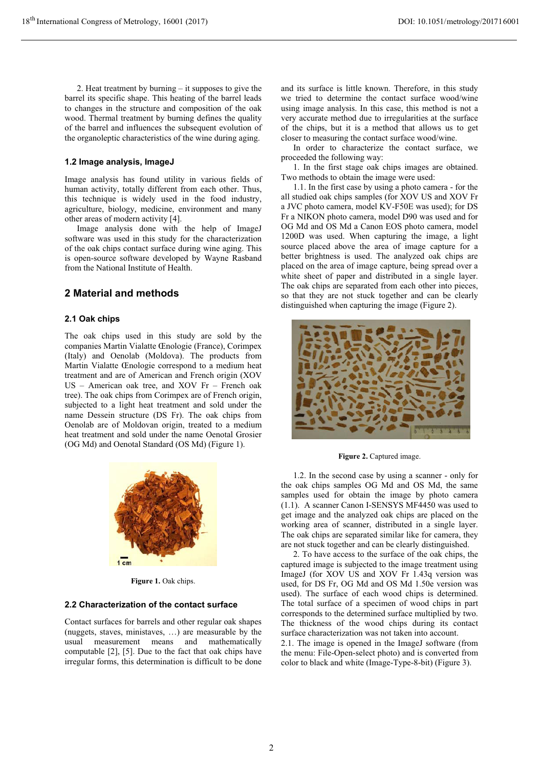2. Heat treatment by burning – it supposes to give the barrel its specific shape. This heating of the barrel leads to changes in the structure and composition of the oak wood. Thermal treatment by burning defines the quality of the barrel and influences the subsequent evolution of the organoleptic characteristics of the wine during aging.

### 1.2 Image analysis, ImageJ

Image analysis has found utility in various fields of human activity, totally different from each other. Thus, this technique is widely used in the food industry, agriculture, biology, medicine, environment and many other areas of modern activity [4].

Image analysis done with the help of ImageJ software was used in this study for the characterization of the oak chips contact surface during wine aging. This is open-source software developed by Wayne Rasband from the National Institute of Health.

## 2 Material and methods

### 2.1 Oak chips

The oak chips used in this study are sold by the companies Martin Vialatte Œnologie (France), Corimpex (Italy) and Oenolab (Moldova). The products from Martin Vialatte Œnologie correspond to a medium heat treatment and are of American and French origin (XOV US – American oak tree, and XOV Fr – French oak tree). The oak chips from Corimpex are of French origin, subjected to a light heat treatment and sold under the name Dessein structure (DS Fr). The oak chips from Oenolab are of Moldovan origin, treated to a medium heat treatment and sold under the name Oenotal Grosier (OG Md) and Oenotal Standard (OS Md) (Figure 1).

**Figure 1.** Oak chips.

### 2.2 Characterization of the contact surface

Contact surfaces for barrels and other regular oak shapes (nuggets, staves, ministaves, …) are measurable by the usual measurement means and mathematically computable [2], [5]. Due to the fact that oak chips have irregular forms, this determination is difficult to be done and its surface is little known. Therefore, in this study we tried to determine the contact surface wood/wine using image analysis. In this case, this method is not a very accurate method due to irregularities at the surface of the chips, but it is a method that allows us to get closer to measuring the contact surface wood/wine.

In order to characterize the contact surface, we proceeded the following way:

1. In the first stage oak chips images are obtained. Two methods to obtain the image were used:

1.1. In the first case by using a photo camera - for the all studied oak chips samples (for XOV US and XOV Fr a JVC photo camera, model KV-F50E was used); for DS Fr a NIKON photo camera, model D90 was used and for OG Md and OS Md a Canon EOS photo camera, model 1200D was used. When capturing the image, a light source placed above the area of image capture for a better brightness is used. The analyzed oak chips are placed on the area of image capture, being spread over a white sheet of paper and distributed in a single layer. The oak chips are separated from each other into pieces, so that they are not stuck together and can be clearly distinguished when capturing the image (Figure 2).

**Figure 2.** Captured image.

1.2. In the second case by using a scanner - only for the oak chips samples OG Md and OS Md, the same samples used for obtain the image by photo camera (1.1). A scanner Canon I-SENSYS MF4450 was used to get image and the analyzed oak chips are placed on the working area of scanner, distributed in a single layer. The oak chips are separated similar like for camera, they are not stuck together and can be clearly distinguished.

2. To have access to the surface of the oak chips, the captured image is subjected to the image treatment using ImageJ (for XOV US and XOV Fr 1.43q version was used, for DS Fr, OG Md and OS Md 1.50e version was used). The surface of each wood chips is determined. The total surface of a specimen of wood chips in part corresponds to the determined surface multiplied by two. The thickness of the wood chips during its contact surface characterization was not taken into account.

2.1. The image is opened in the ImageJ software (from the menu: File-Open-select photo) and is converted from color to black and white (Image-Type-8-bit) (Figure 3).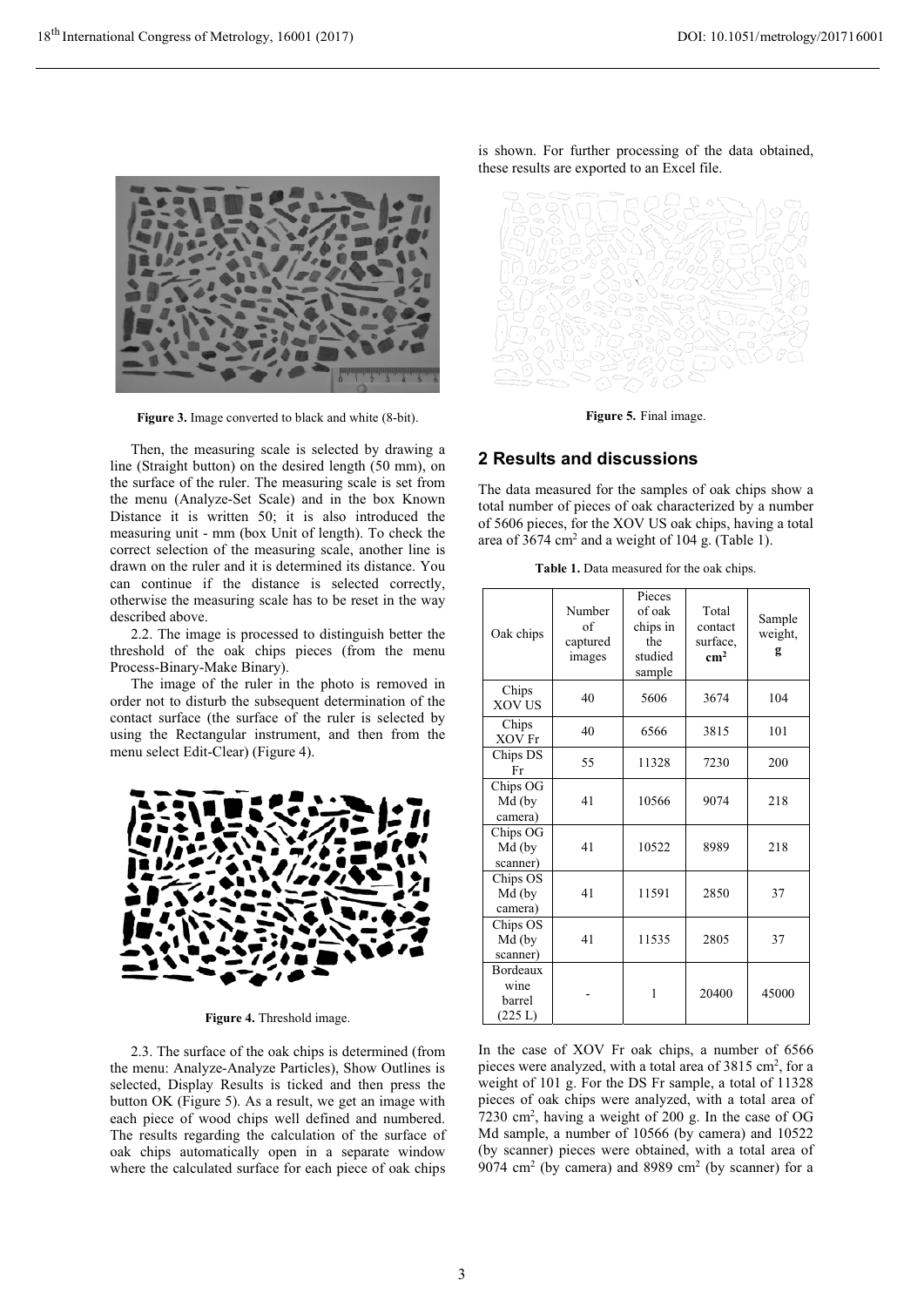**Figure 3.** Image converted to black and white (8-bit).

Then, the measuring scale is selected by drawing a line (Straight button) on the desired length (50 mm), on the surface of the ruler. The measuring scale is set from the menu (Analyze-Set Scale) and in the box Known Distance it is written 50; it is also introduced the measuring unit - mm (box Unit of length). To check the correct selection of the measuring scale, another line is drawn on the ruler and it is determined its distance. You can continue if the distance is selected correctly, otherwise the measuring scale has to be reset in the way described above.

2.2. The image is processed to distinguish better the threshold of the oak chips pieces (from the menu Process-Binary-Make Binary).

The image of the ruler in the photo is removed in order not to disturb the subsequent determination of the contact surface (the surface of the ruler is selected by using the Rectangular instrument, and then from the menu select Edit-Clear) (Figure 4).

**Figure 4.** Threshold image.

2.3. The surface of the oak chips is determined (from the menu: Analyze-Analyze Particles), Show Outlines is selected, Display Results is ticked and then press the button OK (Figure 5). As a result, we get an image with each piece of wood chips well defined and numbered. The results regarding the calculation of the surface of oak chips automatically open in a separate window where the calculated surface for each piece of oak chips is shown. For further processing of the data obtained, these results are exported to an Excel file.

**Figure 5.** Final image.

## 2 Results and discussions

The data measured for the samples of oak chips show a total number of pieces of oak characterized by a number of 5606 pieces, for the XOV US oak chips, having a total area of 3674 cm$^2$ and a weight of 104 g. (Table 1).

**Table 1.** Data measured for the oak chips.

| Oak chips | Number of captured images | Pieces of oak chips in the studied sample | Total contact surface, **cm$^2$** | Sample weight, **g** |
|---|---|---|---|---|
| Chips XOV US | 40 | 5606 | 3674 | 104 |
| Chips XOV Fr | 40 | 6566 | 3815 | 101 |
| Chips DS Fr | 55 | 11328 | 7230 | 200 |
| Chips OG Md (by camera) | 41 | 10566 | 9074 | 218 |
| Chips OG Md (by scanner) | 41 | 10522 | 8989 | 218 |
| Chips OS Md (by camera) | 41 | 11591 | 2850 | 37 |
| Chips OS Md (by scanner) | 41 | 11535 | 2805 | 37 |
| Bordeaux wine barrel (225 L) | - | 1 | 20400 | 45000 |

In the case of XOV Fr oak chips, a number of 6566 pieces were analyzed, with a total area of 3815 cm$^2$, for a weight of 101 g. For the DS Fr sample, a total of 11328 pieces of oak chips were analyzed, with a total area of 7230 cm$^2$, having a weight of 200 g. In the case of OG Md sample, a number of 10566 (by camera) and 10522 (by scanner) pieces were obtained, with a total area of 9074 cm$^2$ (by camera) and 8989 cm$^2$ (by scanner) for a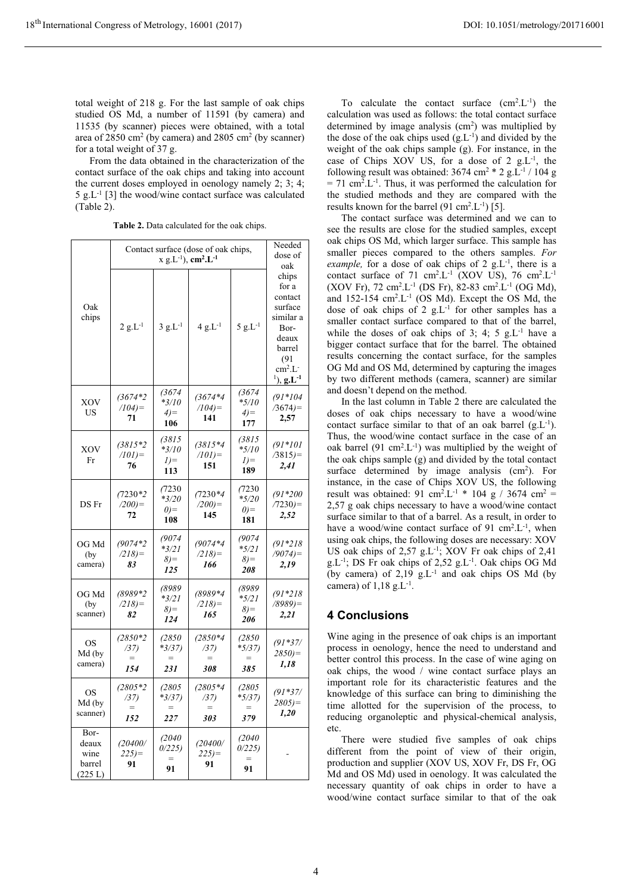total weight of 218 g. For the last sample of oak chips studied OS Md, a number of 11591 (by camera) and 11535 (by scanner) pieces were obtained, with a total area of 2850 $cm^2$ (by camera) and 2805 $cm^2$ (by scanner) for a total weight of 37 g.

From the data obtained in the characterization of the contact surface of the oak chips and taking into account the current doses employed in oenology namely 2; 3; 4; 5 $g.L^{-1}$ [3] the wood/wine contact surface was calculated (Table 2).

**Table 2.** Data calculated for the oak chips.

| Oak chips | Contact surface (dose of oak chips, x $g.L^{-1}$), **$cm^2.L^{-1}$** | | | | Needed dose of oak chips for a contact surface similar a Bordeaux barrel (91 $cm^2.L^{-1}$), **$g.L^{-1}$** |
|---|---|---|---|---|---|
| | 2 $g.L^{-1}$ | 3 $g.L^{-1}$ | 4 $g.L^{-1}$ | 5 $g.L^{-1}$ | |
| XOV US | *(3674\*2/104)=* **71** | *(3674\*3/104)=* **106** | *(3674\*4/104)=* **141** | *(3674\*5/104)=* **177** | *(91\*104/3674)=* **2,57** |
| XOV Fr | *(3815\*2/101)=* **76** | *(3815\*3/101)=* **113** | *(3815\*4/101)=* **151** | *(3815\*5/101)=* **189** | *(91\*101/3815)=* ***2,41*** |
| DS Fr | *(7230\*2/200)=* **72** | *(7230\*3/200)=* **108** | *(7230\*4/200)=* **145** | *(7230\*5/200)=* **181** | *(91\*200/7230)=* ***2,52*** |
| OG Md (by camera) | *(9074\*2/218)=* ***83*** | *(9074\*3/218)=* ***125*** | *(9074\*4/218)=* ***166*** | *(9074\*5/218)=* ***208*** | *(91\*218/9074)=* ***2,19*** |
| OG Md (by scanner) | *(8989\*2/218)=* ***82*** | *(8989\*3/218)=* ***124*** | *(8989\*4/218)=* ***165*** | *(8989\*5/218)=* ***206*** | *(91\*218/8989)=* ***2,21*** |
| OS Md (by camera) | *(2850\*2/37) =* ***154*** | *(2850\*3/37) =* ***231*** | *(2850\*4/37) =* ***308*** | *(2850\*5/37) =* ***385*** | *(91\*37/2850)=* ***1,18*** |
| OS Md (by scanner) | *(2805\*2/37) =* ***152*** | *(2805\*3/37) =* ***227*** | *(2805\*4/37) =* ***303*** | *(2805\*5/37) =* ***379*** | *(91\*37/2805)=* ***1,20*** |
| Bordeaux wine barrel (225 L) | *(20400/225)=* **91** | *(20400/225) =* **91** | *(20400/225)=* **91** | *(20400/225) =* **91** | - |

To calculate the contact surface ($cm^2.L^{-1}$) the calculation was used as follows: the total contact surface determined by image analysis ($cm^2$) was multiplied by the dose of the oak chips used ($g.L^{-1}$) and divided by the weight of the oak chips sample (g). For instance, in the case of Chips XOV US, for a dose of 2 $g.L^{-1}$, the following result was obtained: 3674 $cm^2$ * 2 $g.L^{-1}$ / 104 g = 71 $cm^2.L^{-1}$. Thus, it was performed the calculation for the studied methods and they are compared with the results known for the barrel (91 $cm^2.L^{-1}$) [5].

The contact surface was determined and we can to see the results are close for the studied samples, except oak chips OS Md, which larger surface. This sample has smaller pieces compared to the others samples. *For example,* for a dose of oak chips of 2 $g.L^{-1}$, there is a contact surface of 71 $cm^2.L^{-1}$ (XOV US), 76 $cm^2.L^{-1}$ (XOV Fr), 72 $cm^2.L^{-1}$ (DS Fr), 82-83 $cm^2.L^{-1}$ (OG Md), and 152-154 $cm^2.L^{-1}$ (OS Md). Except the OS Md, the dose of oak chips of 2 $g.L^{-1}$ for other samples has a smaller contact surface compared to that of the barrel, while the doses of oak chips of 3; 4; 5 $g.L^{-1}$ have a bigger contact surface that for the barrel. The obtained results concerning the contact surface, for the samples OG Md and OS Md, determined by capturing the images by two different methods (camera, scanner) are similar and doesn't depend on the method.

In the last column in Table 2 there are calculated the doses of oak chips necessary to have a wood/wine contact surface similar to that of an oak barrel ($g.L^{-1}$). Thus, the wood/wine contact surface in the case of an oak barrel (91 $cm^2.L^{-1}$) was multiplied by the weight of the oak chips sample (g) and divided by the total contact surface determined by image analysis ($cm^2$). For instance, in the case of Chips XOV US, the following result was obtained: 91 $cm^2.L^{-1}$ * 104 g / 3674 $cm^2$ = 2,57 g oak chips necessary to have a wood/wine contact surface similar to that of a barrel. As a result, in order to have a wood/wine contact surface of 91 $cm^2.L^{-1}$, when using oak chips, the following doses are necessary: XOV US oak chips of 2,57 $g.L^{-1}$; XOV Fr oak chips of 2,41 $g.L^{-1}$; DS Fr oak chips of 2,52 $g.L^{-1}$. Oak chips OG Md (by camera) of 2,19 $g.L^{-1}$ and oak chips OS Md (by camera) of 1,18 $g.L^{-1}$.

## 4 Conclusions

Wine aging in the presence of oak chips is an important process in oenology, hence the need to understand and better control this process. In the case of wine aging on oak chips, the wood / wine contact surface plays an important role for its characteristic features and the knowledge of this surface can bring to diminishing the time allotted for the supervision of the process, to reducing organoleptic and physical-chemical analysis, etc.

There were studied five samples of oak chips different from the point of view of their origin, production and supplier (XOV US, XOV Fr, DS Fr, OG Md and OS Md) used in oenology. It was calculated the necessary quantity of oak chips in order to have a wood/wine contact surface similar to that of the oak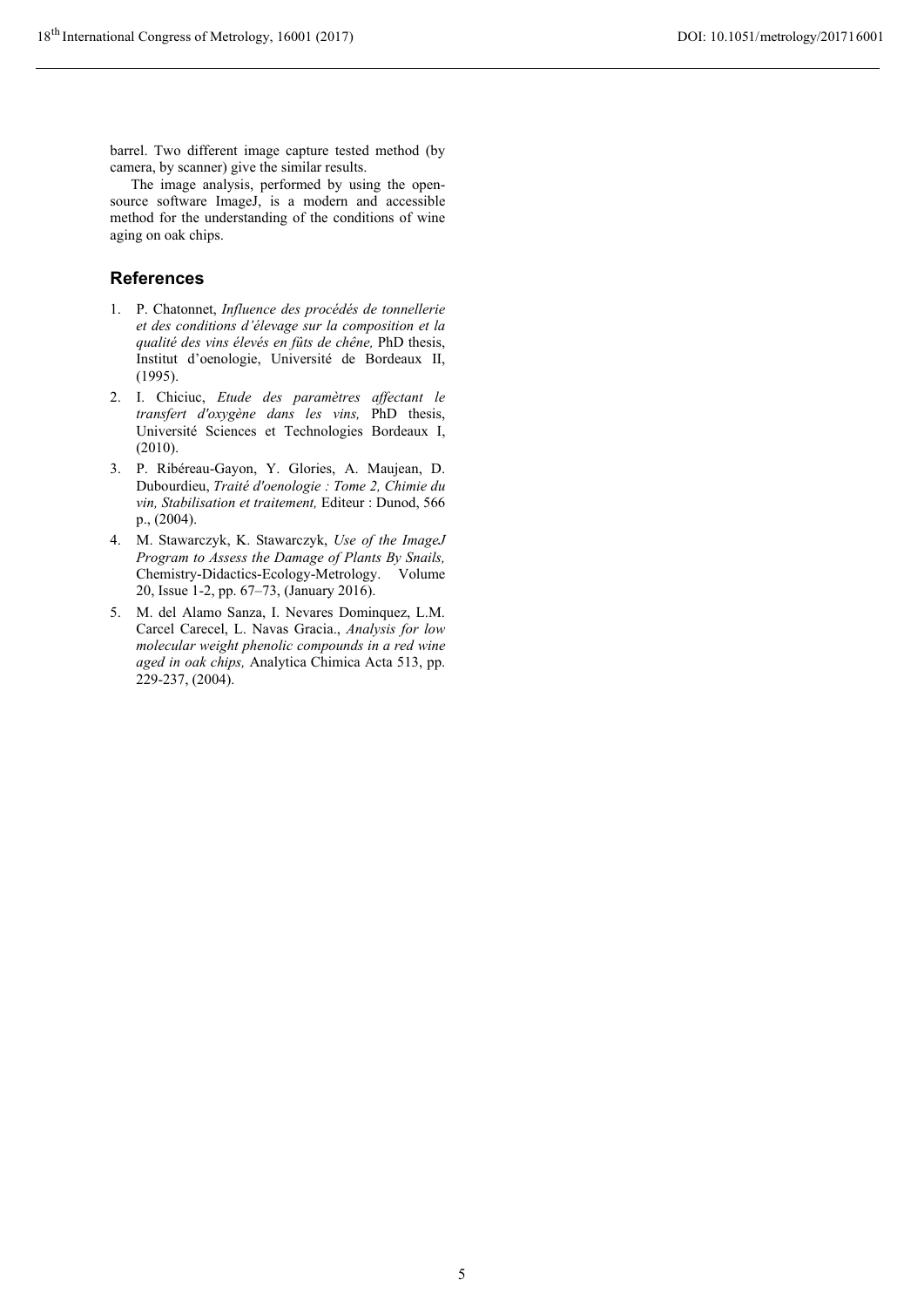barrel. Two different image capture tested method (by camera, by scanner) give the similar results.

The image analysis, performed by using the open-source software ImageJ, is a modern and accessible method for the understanding of the conditions of wine aging on oak chips.

## References

1. P. Chatonnet, *Influence des procédés de tonnellerie et des conditions d'élevage sur la composition et la qualité des vins élevés en fûts de chêne,* PhD thesis, Institut d'oenologie, Université de Bordeaux II, (1995).
2. I. Chiciuc, *Etude des paramètres affectant le transfert d'oxygène dans les vins,* PhD thesis, Université Sciences et Technologies Bordeaux I, (2010).
3. P. Ribéreau-Gayon, Y. Glories, A. Maujean, D. Dubourdieu, *Traité d'oenologie : Tome 2, Chimie du vin, Stabilisation et traitement,* Editeur : Dunod, 566 p., (2004).
4. M. Stawarczyk, K. Stawarczyk, *Use of the ImageJ Program to Assess the Damage of Plants By Snails,* Chemistry-Didactics-Ecology-Metrology. Volume 20, Issue 1-2, pp. 67–73, (January 2016).
5. M. del Alamo Sanza, I. Nevares Dominquez, L.M. Carcel Carecel, L. Navas Gracia., *Analysis for low molecular weight phenolic compounds in a red wine aged in oak chips,* Analytica Chimica Acta 513, pp. 229-237, (2004).